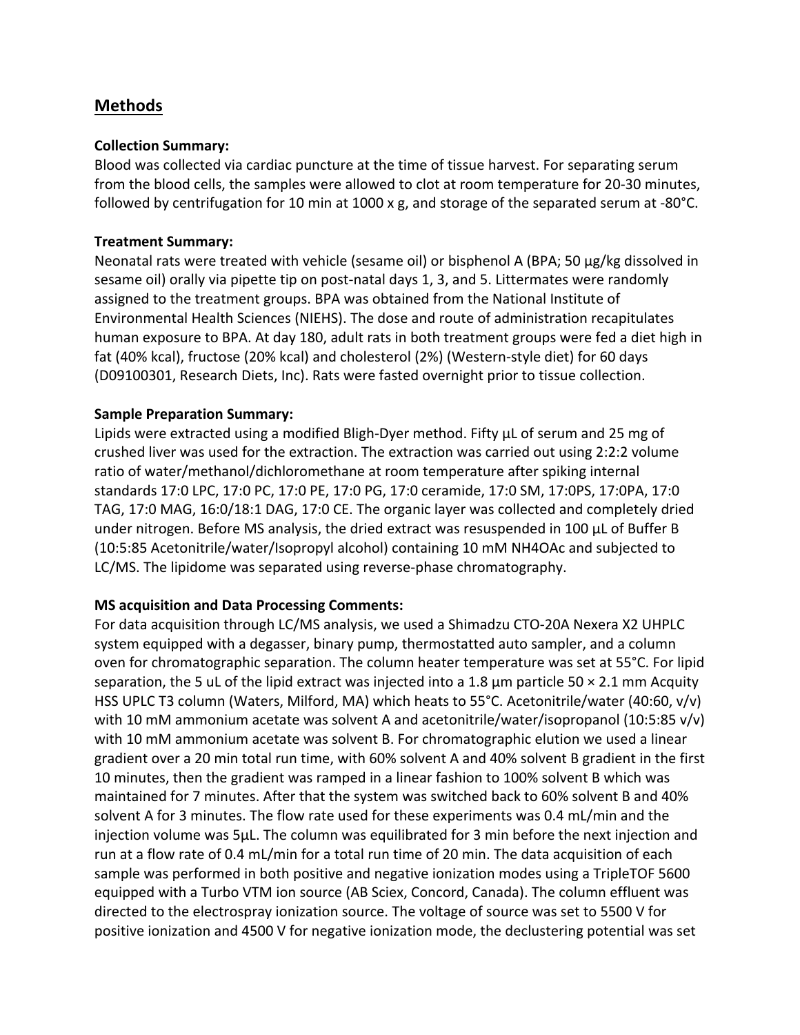## Methods

**Collection Summary:**
Blood was collected via cardiac puncture at the time of tissue harvest. For separating serum from the blood cells, the samples were allowed to clot at room temperature for 20-30 minutes, followed by centrifugation for 10 min at 1000 x g, and storage of the separated serum at -80°C.

**Treatment Summary:**
Neonatal rats were treated with vehicle (sesame oil) or bisphenol A (BPA; 50 µg/kg dissolved in sesame oil) orally via pipette tip on post-natal days 1, 3, and 5. Littermates were randomly assigned to the treatment groups. BPA was obtained from the National Institute of Environmental Health Sciences (NIEHS). The dose and route of administration recapitulates human exposure to BPA. At day 180, adult rats in both treatment groups were fed a diet high in fat (40% kcal), fructose (20% kcal) and cholesterol (2%) (Western-style diet) for 60 days (D09100301, Research Diets, Inc). Rats were fasted overnight prior to tissue collection.

**Sample Preparation Summary:**
Lipids were extracted using a modified Bligh-Dyer method. Fifty µL of serum and 25 mg of crushed liver was used for the extraction. The extraction was carried out using 2:2:2 volume ratio of water/methanol/dichloromethane at room temperature after spiking internal standards 17:0 LPC, 17:0 PC, 17:0 PE, 17:0 PG, 17:0 ceramide, 17:0 SM, 17:0PS, 17:0PA, 17:0 TAG, 17:0 MAG, 16:0/18:1 DAG, 17:0 CE. The organic layer was collected and completely dried under nitrogen. Before MS analysis, the dried extract was resuspended in 100 µL of Buffer B (10:5:85 Acetonitrile/water/Isopropyl alcohol) containing 10 mM $NH_4OAc$ and subjected to LC/MS. The lipidome was separated using reverse-phase chromatography.

**MS acquisition and Data Processing Comments:**
For data acquisition through LC/MS analysis, we used a Shimadzu CTO-20A Nexera X2 UHPLC system equipped with a degasser, binary pump, thermostatted auto sampler, and a column oven for chromatographic separation. The column heater temperature was set at 55°C. For lipid separation, the 5 uL of the lipid extract was injected into a 1.8 µm particle 50 × 2.1 mm Acquity HSS UPLC T3 column (Waters, Milford, MA) which heats to 55°C. Acetonitrile/water (40:60, v/v) with 10 mM ammonium acetate was solvent A and acetonitrile/water/isopropanol (10:5:85 v/v) with 10 mM ammonium acetate was solvent B. For chromatographic elution we used a linear gradient over a 20 min total run time, with 60% solvent A and 40% solvent B gradient in the first 10 minutes, then the gradient was ramped in a linear fashion to 100% solvent B which was maintained for 7 minutes. After that the system was switched back to 60% solvent B and 40% solvent A for 3 minutes. The flow rate used for these experiments was 0.4 mL/min and the injection volume was 5µL. The column was equilibrated for 3 min before the next injection and run at a flow rate of 0.4 mL/min for a total run time of 20 min. The data acquisition of each sample was performed in both positive and negative ionization modes using a TripleTOF 5600 equipped with a Turbo VTM ion source (AB Sciex, Concord, Canada). The column effluent was directed to the electrospray ionization source. The voltage of source was set to 5500 V for positive ionization and 4500 V for negative ionization mode, the declustering potential was set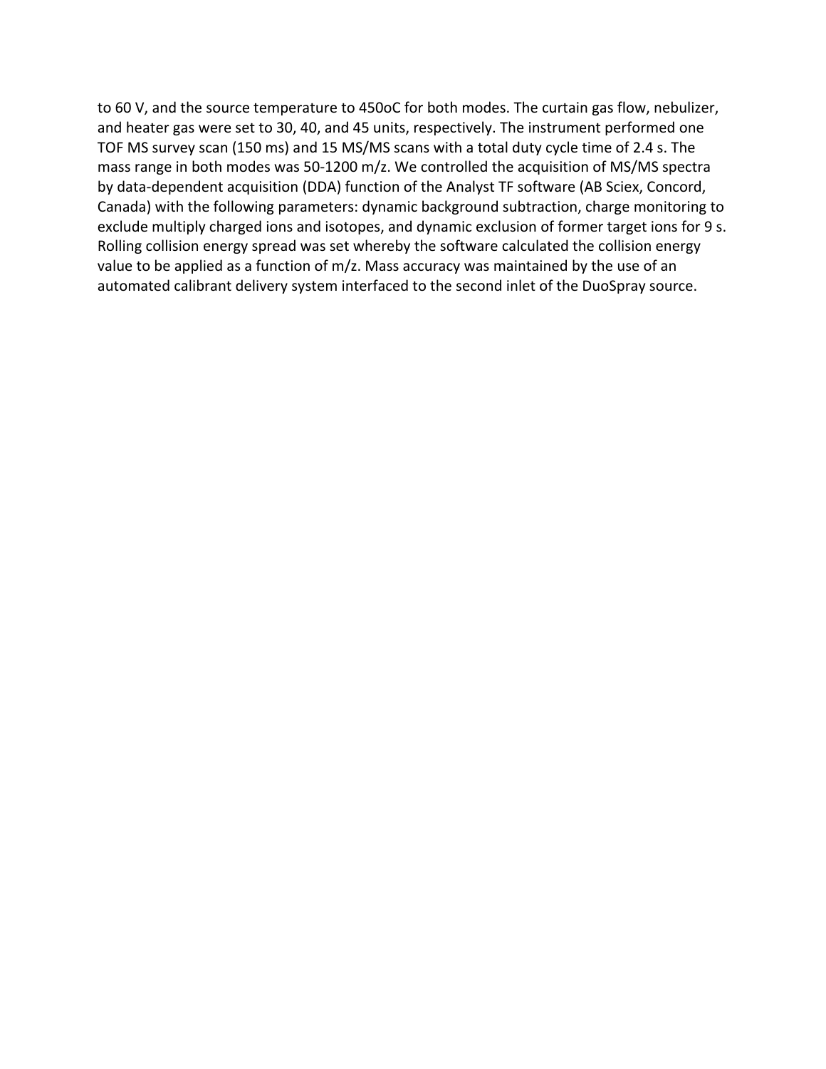to 60 V, and the source temperature to 450oC for both modes. The curtain gas flow, nebulizer, and heater gas were set to 30, 40, and 45 units, respectively. The instrument performed one TOF MS survey scan (150 ms) and 15 MS/MS scans with a total duty cycle time of 2.4 s. The mass range in both modes was 50-1200 m/z. We controlled the acquisition of MS/MS spectra by data-dependent acquisition (DDA) function of the Analyst TF software (AB Sciex, Concord, Canada) with the following parameters: dynamic background subtraction, charge monitoring to exclude multiply charged ions and isotopes, and dynamic exclusion of former target ions for 9 s. Rolling collision energy spread was set whereby the software calculated the collision energy value to be applied as a function of m/z. Mass accuracy was maintained by the use of an automated calibrant delivery system interfaced to the second inlet of the DuoSpray source.